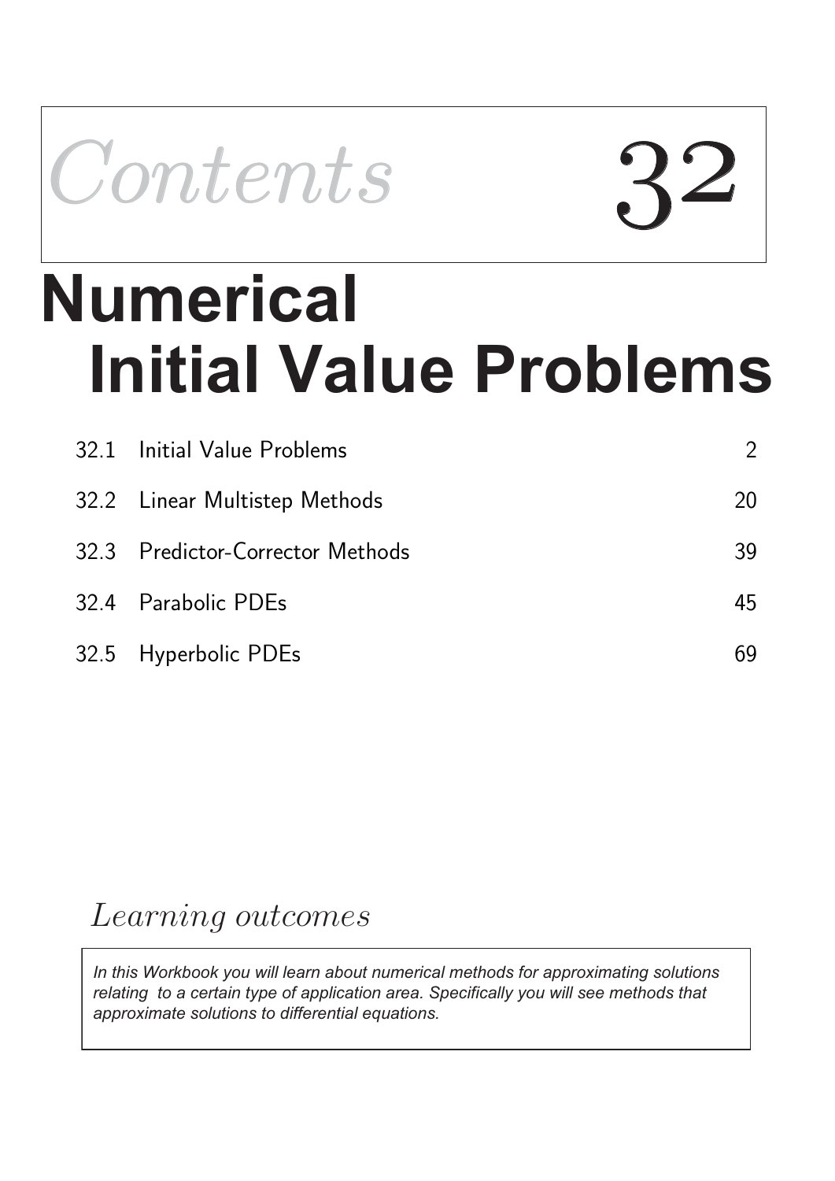# Contents 32

# Numerical Initial Value Problems

| | | |
|---|---|---|
| 32.1 | Initial Value Problems | 2 |
| 32.2 | Linear Multistep Methods | 20 |
| 32.3 | Predictor-Corrector Methods | 39 |
| 32.4 | Parabolic PDEs | 45 |
| 32.5 | Hyperbolic PDEs | 69 |

## *Learning outcomes*

*In this Workbook you will learn about numerical methods for approximating solutions relating to a certain type of application area. Specifically you will see methods that approximate solutions to differential equations.*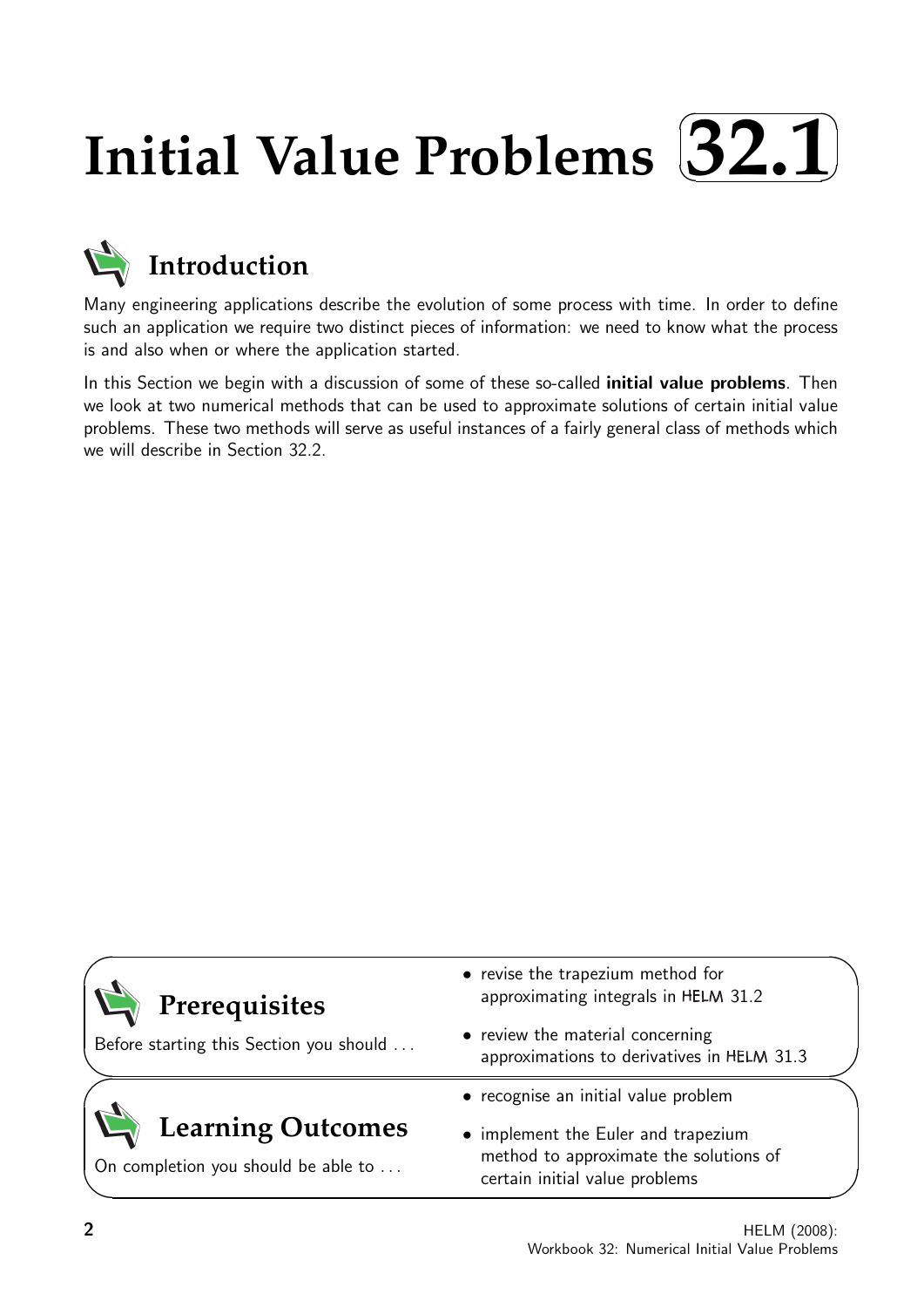# Initial Value Problems 32.1

## Introduction

Many engineering applications describe the evolution of some process with time. In order to define such an application we require two distinct pieces of information: we need to know what the process is and also when or where the application started.

In this Section we begin with a discussion of some of these so-called **initial value problems**. Then we look at two numerical methods that can be used to approximate solutions of certain initial value problems. These two methods will serve as useful instances of a fairly general class of methods which we will describe in Section 32.2.

## Prerequisites

Before starting this Section you should ...

- revise the trapezium method for approximating integrals in HELM 31.2
- review the material concerning approximations to derivatives in HELM 31.3

## Learning Outcomes

On completion you should be able to ...

- recognise an initial value problem
- implement the Euler and trapezium method to approximate the solutions of certain initial value problems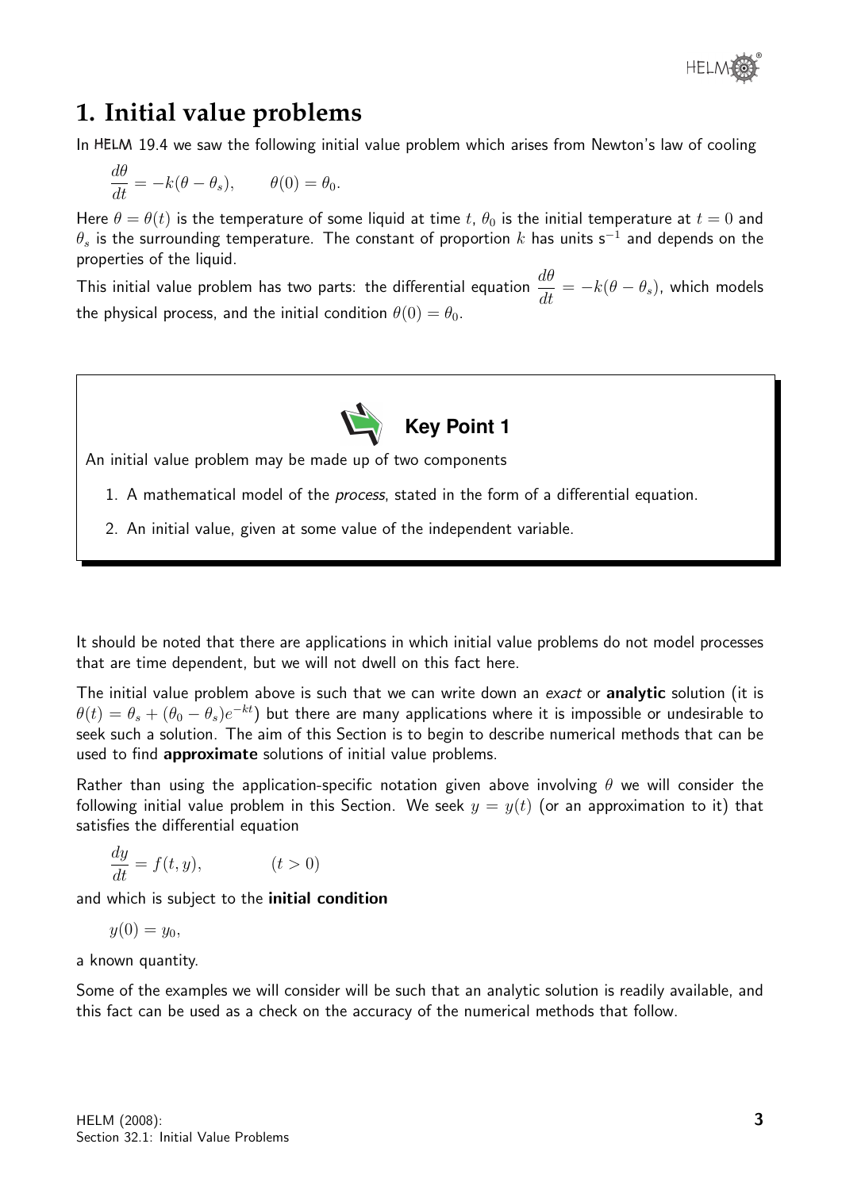# 1. Initial value problems

In HELM 19.4 we saw the following initial value problem which arises from Newton's law of cooling

$$\frac{d\theta}{dt} = -k(\theta - \theta_s), \qquad \theta(0) = \theta_0.$$

Here $\theta = \theta(t)$ is the temperature of some liquid at time $t$, $\theta_0$ is the initial temperature at $t = 0$ and $\theta_s$ is the surrounding temperature. The constant of proportion $k$ has units s$^{-1}$ and depends on the properties of the liquid.

This initial value problem has two parts: the differential equation $\dfrac{d\theta}{dt} = -k(\theta - \theta_s)$, which models the physical process, and the initial condition $\theta(0) = \theta_0$.

**Key Point 1**

An initial value problem may be made up of two components

1. A mathematical model of the *process*, stated in the form of a differential equation.
2. An initial value, given at some value of the independent variable.

It should be noted that there are applications in which initial value problems do not model processes that are time dependent, but we will not dwell on this fact here.

The initial value problem above is such that we can write down an *exact* or **analytic** solution (it is $\theta(t) = \theta_s + (\theta_0 - \theta_s)e^{-kt}$) but there are many applications where it is impossible or undesirable to seek such a solution. The aim of this Section is to begin to describe numerical methods that can be used to find **approximate** solutions of initial value problems.

Rather than using the application-specific notation given above involving $\theta$ we will consider the following initial value problem in this Section. We seek $y = y(t)$ (or an approximation to it) that satisfies the differential equation

$$\frac{dy}{dt} = f(t, y), \qquad (t > 0)$$

and which is subject to the **initial condition**

$$y(0) = y_0,$$

a known quantity.

Some of the examples we will consider will be such that an analytic solution is readily available, and this fact can be used as a check on the accuracy of the numerical methods that follow.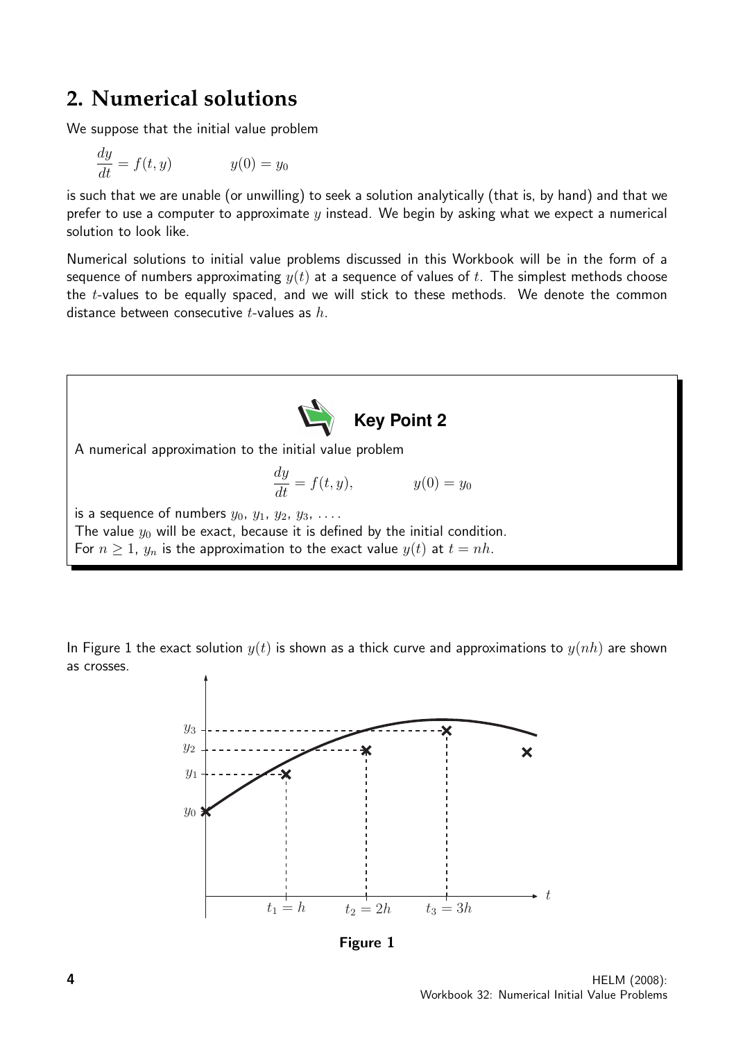## 2. Numerical solutions

We suppose that the initial value problem

$$\frac{dy}{dt} = f(t, y) \qquad\qquad y(0) = y_0$$

is such that we are unable (or unwilling) to seek a solution analytically (that is, by hand) and that we prefer to use a computer to approximate $y$ instead. We begin by asking what we expect a numerical solution to look like.

Numerical solutions to initial value problems discussed in this Workbook will be in the form of a sequence of numbers approximating $y(t)$ at a sequence of values of $t$. The simplest methods choose the $t$-values to be equally spaced, and we will stick to these methods. We denote the common distance between consecutive $t$-values as $h$.

**Key Point 2**

A numerical approximation to the initial value problem

$$\frac{dy}{dt} = f(t, y), \qquad\qquad y(0) = y_0$$

is a sequence of numbers $y_0$, $y_1$, $y_2$, $y_3$, $\ldots$.
The value $y_0$ will be exact, because it is defined by the initial condition.
For $n \geq 1$, $y_n$ is the approximation to the exact value $y(t)$ at $t = nh$.

In Figure 1 the exact solution $y(t)$ is shown as a thick curve and approximations to $y(nh)$ are shown as crosses.

$y_3$
$y_2$
$y_1$
$y_0$
$t_1 = h$
$t_2 = 2h$
$t_3 = 3h$
$t$

**Figure 1**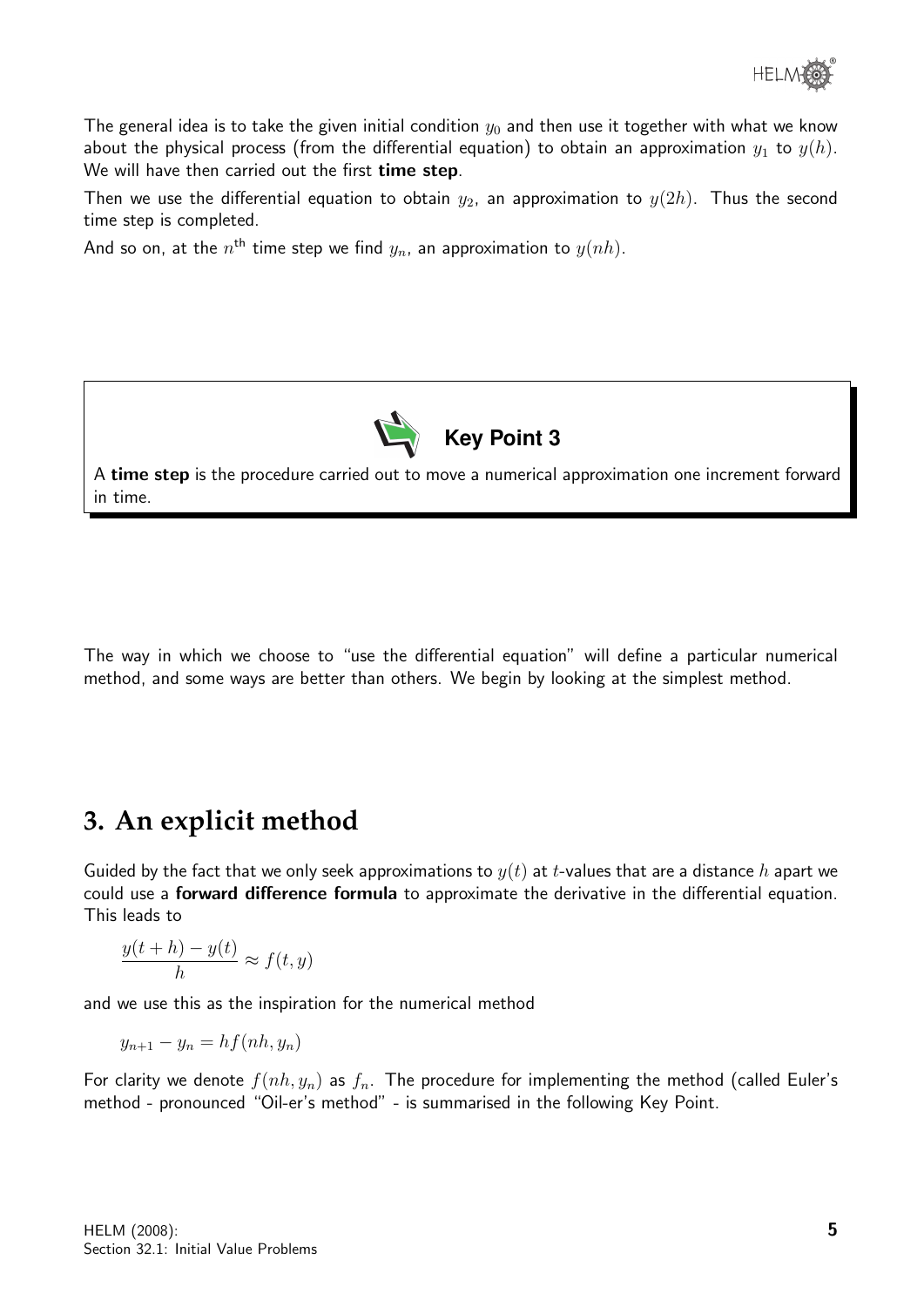The general idea is to take the given initial condition $y_0$ and then use it together with what we know about the physical process (from the differential equation) to obtain an approximation $y_1$ to $y(h)$. We will have then carried out the first **time step**.

Then we use the differential equation to obtain $y_2$, an approximation to $y(2h)$. Thus the second time step is completed.

And so on, at the $n^{\text{th}}$ time step we find $y_n$, an approximation to $y(nh)$.

> **Key Point 3**
>
> A **time step** is the procedure carried out to move a numerical approximation one increment forward in time.

The way in which we choose to "use the differential equation" will define a particular numerical method, and some ways are better than others. We begin by looking at the simplest method.

## 3. An explicit method

Guided by the fact that we only seek approximations to $y(t)$ at $t$-values that are a distance $h$ apart we could use a **forward difference formula** to approximate the derivative in the differential equation. This leads to

$$\frac{y(t+h)-y(t)}{h} \approx f(t,y)$$

and we use this as the inspiration for the numerical method

$$y_{n+1} - y_n = hf(nh, y_n)$$

For clarity we denote $f(nh, y_n)$ as $f_n$. The procedure for implementing the method (called Euler's method - pronounced "Oil-er's method" - is summarised in the following Key Point.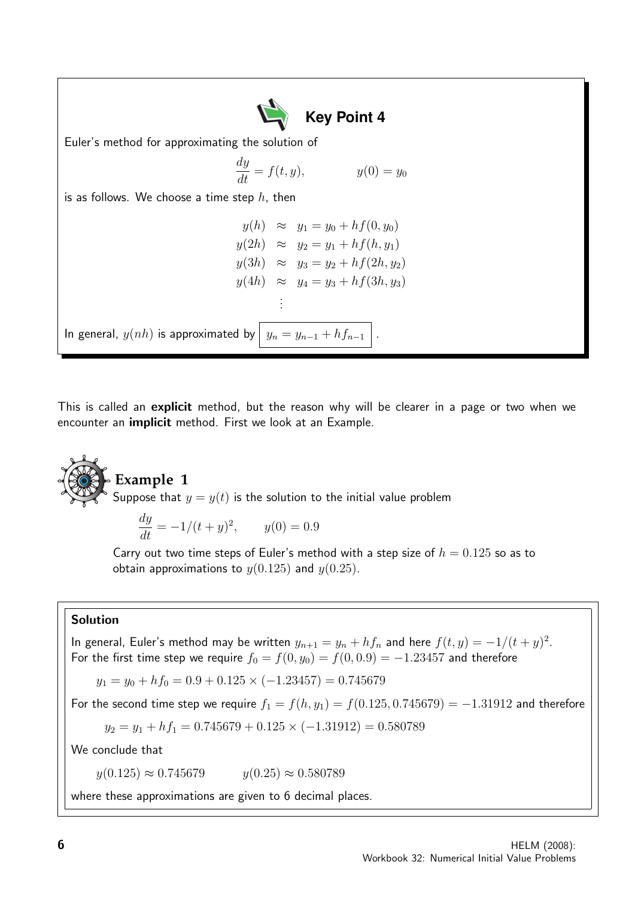**Key Point 4**

Euler's method for approximating the solution of

$$\frac{dy}{dt} = f(t, y), \qquad y(0) = y_0$$

is as follows. We choose a time step $h$, then

$$\begin{aligned}
y(h) &\approx y_1 = y_0 + hf(0, y_0) \\
y(2h) &\approx y_2 = y_1 + hf(h, y_1) \\
y(3h) &\approx y_3 = y_2 + hf(2h, y_2) \\
y(4h) &\approx y_4 = y_3 + hf(3h, y_3) \\
&\vdots
\end{aligned}$$

In general, $y(nh)$ is approximated by $\boxed{y_n = y_{n-1} + hf_{n-1}}$.

This is called an **explicit** method, but the reason why will be clearer in a page or two when we encounter an **implicit** method. First we look at an Example.

## Example 1

Suppose that $y = y(t)$ is the solution to the initial value problem

$$\frac{dy}{dt} = -1/(t + y)^2, \qquad y(0) = 0.9$$

Carry out two time steps of Euler's method with a step size of $h = 0.125$ so as to obtain approximations to $y(0.125)$ and $y(0.25)$.

**Solution**

In general, Euler's method may be written $y_{n+1} = y_n + hf_n$ and here $f(t, y) = -1/(t + y)^2$. For the first time step we require $f_0 = f(0, y_0) = f(0, 0.9) = -1.23457$ and therefore

$$y_1 = y_0 + hf_0 = 0.9 + 0.125 \times (-1.23457) = 0.745679$$

For the second time step we require $f_1 = f(h, y_1) = f(0.125, 0.745679) = -1.31912$ and therefore

$$y_2 = y_1 + hf_1 = 0.745679 + 0.125 \times (-1.31912) = 0.580789$$

We conclude that

$$y(0.125) \approx 0.745679 \qquad y(0.25) \approx 0.580789$$

where these approximations are given to 6 decimal places.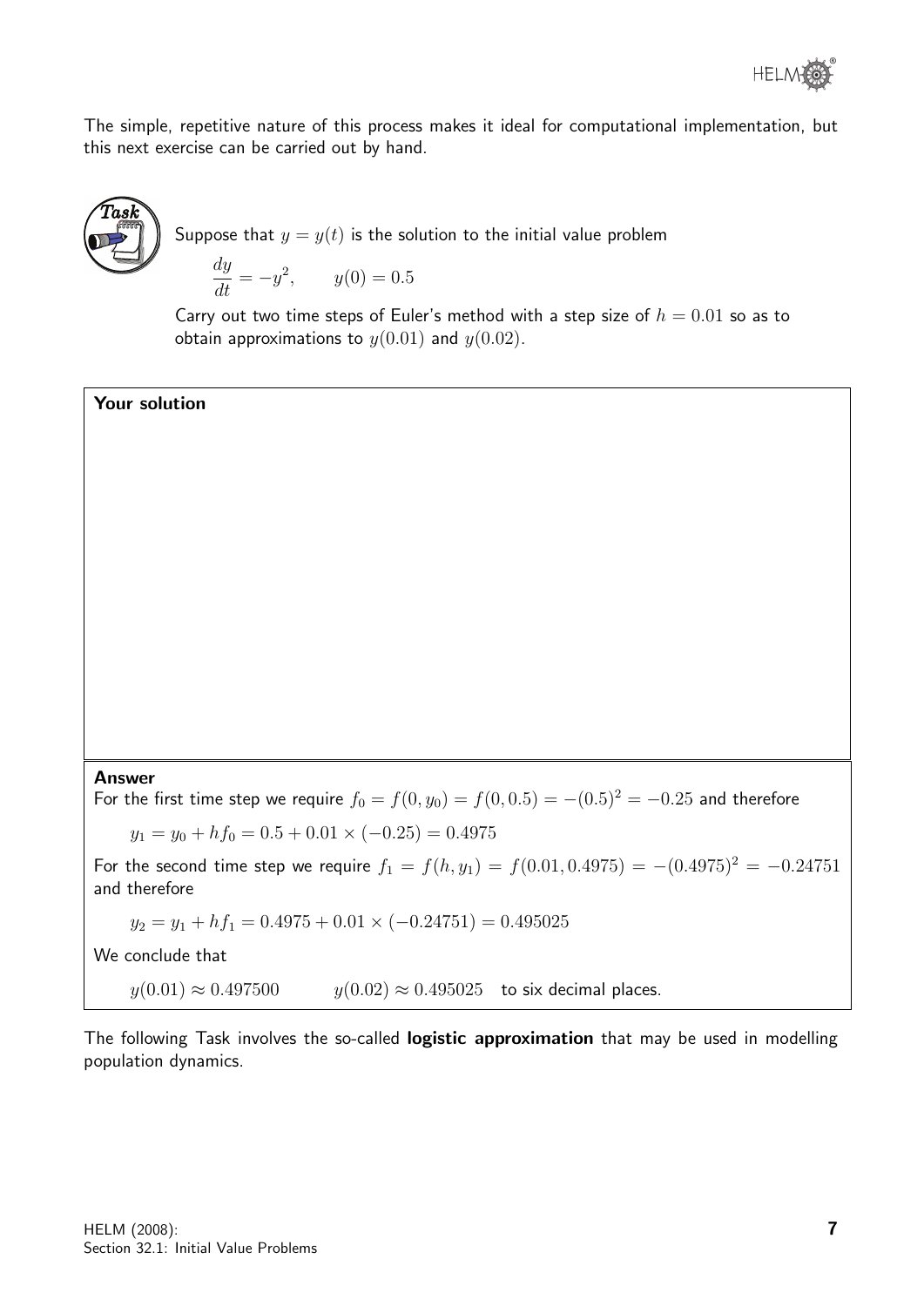The simple, repetitive nature of this process makes it ideal for computational implementation, but this next exercise can be carried out by hand.

**Task**

Suppose that $y = y(t)$ is the solution to the initial value problem

$$\frac{dy}{dt} = -y^2, \qquad y(0) = 0.5$$

Carry out two time steps of Euler's method with a step size of $h = 0.01$ so as to obtain approximations to $y(0.01)$ and $y(0.02)$.

**Your solution**

**Answer**

For the first time step we require $f_0 = f(0, y_0) = f(0, 0.5) = -(0.5)^2 = -0.25$ and therefore

$$y_1 = y_0 + hf_0 = 0.5 + 0.01 \times (-0.25) = 0.4975$$

For the second time step we require $f_1 = f(h, y_1) = f(0.01, 0.4975) = -(0.4975)^2 = -0.24751$ and therefore

$$y_2 = y_1 + hf_1 = 0.4975 + 0.01 \times (-0.24751) = 0.495025$$

We conclude that

$y(0.01) \approx 0.497500 \qquad y(0.02) \approx 0.495025$ to six decimal places.

The following Task involves the so-called **logistic approximation** that may be used in modelling population dynamics.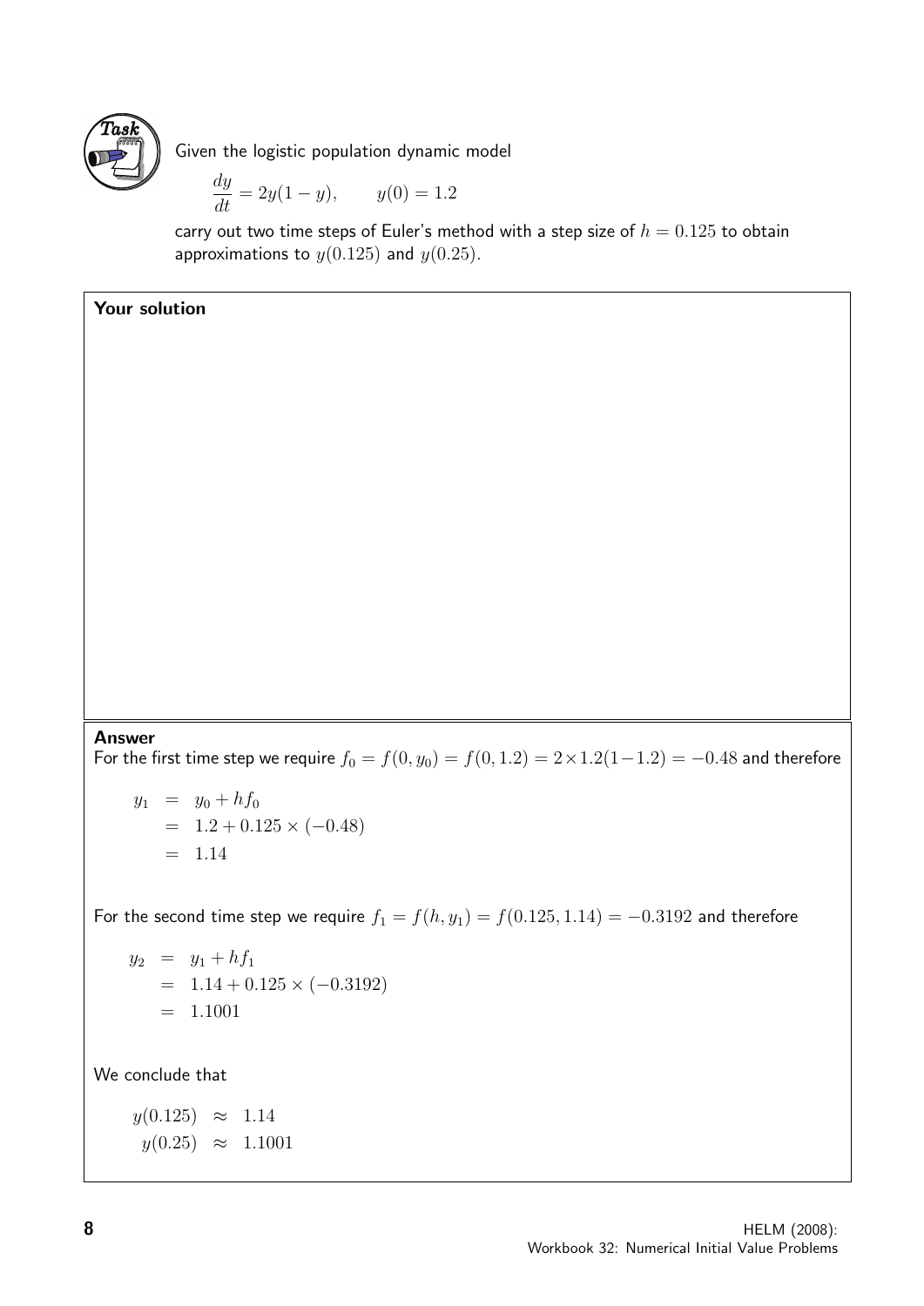**Task**

Given the logistic population dynamic model

$$\frac{dy}{dt} = 2y(1-y), \qquad y(0) = 1.2$$

carry out two time steps of Euler's method with a step size of $h = 0.125$ to obtain approximations to $y(0.125)$ and $y(0.25)$.

**Your solution**

**Answer**

For the first time step we require $f_0 = f(0, y_0) = f(0, 1.2) = 2 \times 1.2(1 - 1.2) = -0.48$ and therefore

$$\begin{aligned} y_1 &= y_0 + hf_0 \\ &= 1.2 + 0.125 \times (-0.48) \\ &= 1.14 \end{aligned}$$

For the second time step we require $f_1 = f(h, y_1) = f(0.125, 1.14) = -0.3192$ and therefore

$$\begin{aligned} y_2 &= y_1 + hf_1 \\ &= 1.14 + 0.125 \times (-0.3192) \\ &= 1.1001 \end{aligned}$$

We conclude that

$$\begin{aligned} y(0.125) &\approx 1.14 \\ y(0.25) &\approx 1.1001 \end{aligned}$$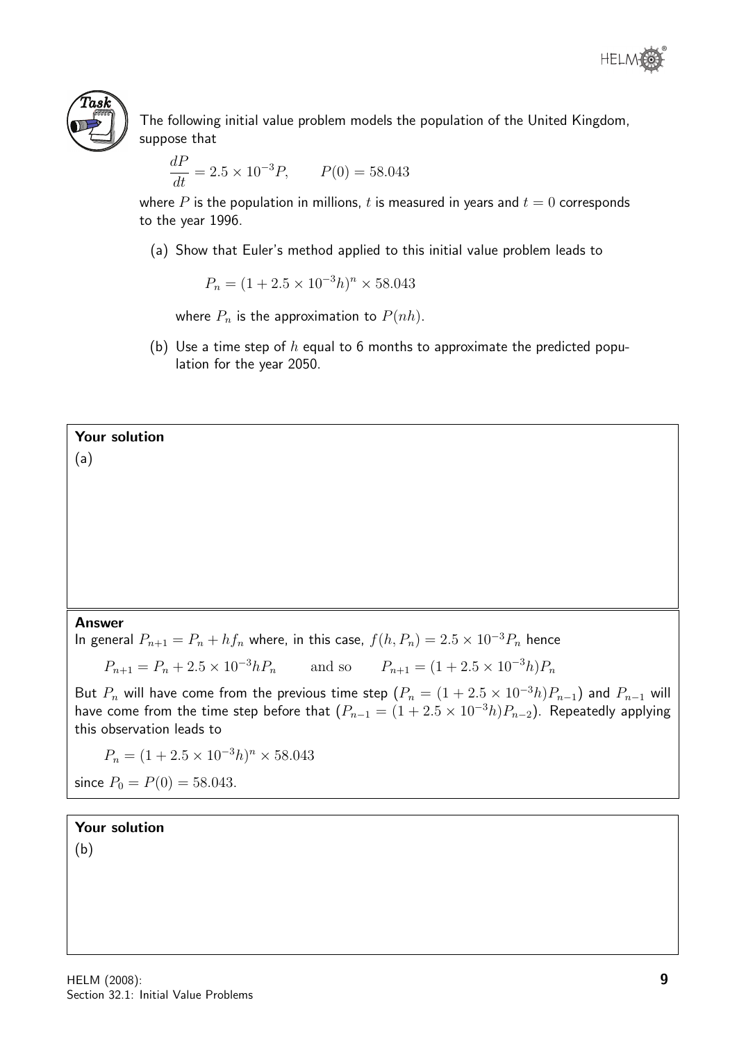**Task**

The following initial value problem models the population of the United Kingdom, suppose that

$$\frac{dP}{dt} = 2.5 \times 10^{-3}P, \qquad P(0) = 58.043$$

where $P$ is the population in millions, $t$ is measured in years and $t = 0$ corresponds to the year 1996.

(a) Show that Euler's method applied to this initial value problem leads to

$$P_n = (1 + 2.5 \times 10^{-3}h)^n \times 58.043$$

where $P_n$ is the approximation to $P(nh)$.

(b) Use a time step of $h$ equal to 6 months to approximate the predicted population for the year 2050.

**Your solution**

(a)

**Answer**

In general $P_{n+1} = P_n + hf_n$ where, in this case, $f(h, P_n) = 2.5 \times 10^{-3}P_n$ hence

$$P_{n+1} = P_n + 2.5 \times 10^{-3}hP_n \qquad \text{and so} \qquad P_{n+1} = (1 + 2.5 \times 10^{-3}h)P_n$$

But $P_n$ will have come from the previous time step ($P_n = (1 + 2.5 \times 10^{-3}h)P_{n-1}$) and $P_{n-1}$ will have come from the time step before that ($P_{n-1} = (1 + 2.5 \times 10^{-3}h)P_{n-2}$). Repeatedly applying this observation leads to

$$P_n = (1 + 2.5 \times 10^{-3}h)^n \times 58.043$$

since $P_0 = P(0) = 58.043$.

**Your solution**

(b)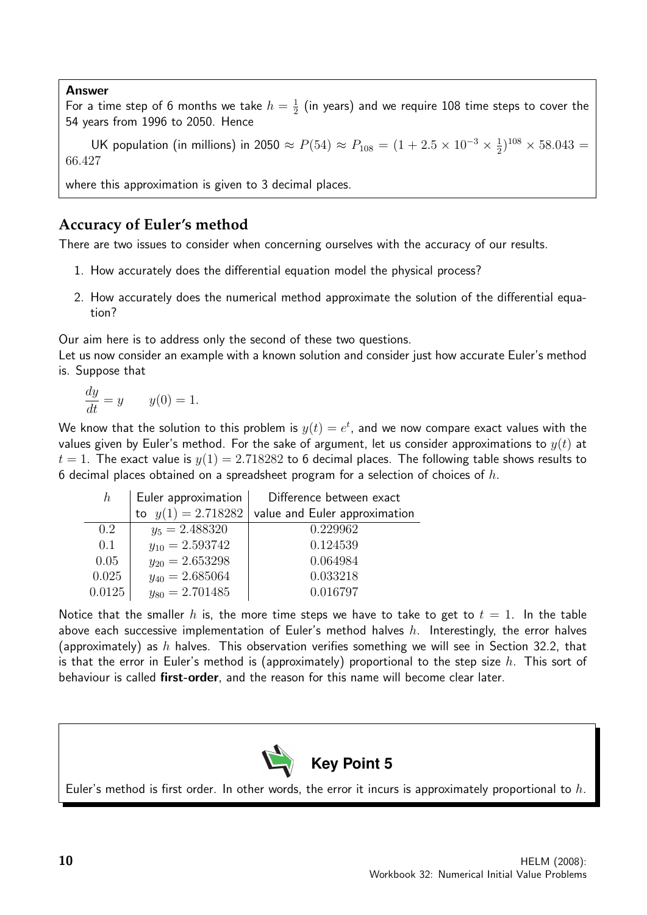**Answer**

For a time step of 6 months we take $h = \frac{1}{2}$ (in years) and we require 108 time steps to cover the 54 years from 1996 to 2050. Hence

UK population (in millions) in 2050 $\approx P(54) \approx P_{108} = (1 + 2.5 \times 10^{-3} \times \frac{1}{2})^{108} \times 58.043 = 66.427$

where this approximation is given to 3 decimal places.

## Accuracy of Euler's method

There are two issues to consider when concerning ourselves with the accuracy of our results.

1. How accurately does the differential equation model the physical process?
2. How accurately does the numerical method approximate the solution of the differential equation?

Our aim here is to address only the second of these two questions.

Let us now consider an example with a known solution and consider just how accurate Euler's method is. Suppose that

$$\frac{dy}{dt} = y \qquad y(0) = 1.$$

We know that the solution to this problem is $y(t) = e^t$, and we now compare exact values with the values given by Euler's method. For the sake of argument, let us consider approximations to $y(t)$ at $t = 1$. The exact value is $y(1) = 2.718282$ to 6 decimal places. The following table shows results to 6 decimal places obtained on a spreadsheet program for a selection of choices of $h$.

| $h$ | Euler approximation to $y(1) = 2.718282$ | Difference between exact value and Euler approximation |
|---|---|---|
| 0.2 | $y_5 = 2.488320$ | 0.229962 |
| 0.1 | $y_{10} = 2.593742$ | 0.124539 |
| 0.05 | $y_{20} = 2.653298$ | 0.064984 |
| 0.025 | $y_{40} = 2.685064$ | 0.033218 |
| 0.0125 | $y_{80} = 2.701485$ | 0.016797 |

Notice that the smaller $h$ is, the more time steps we have to take to get to $t = 1$. In the table above each successive implementation of Euler's method halves $h$. Interestingly, the error halves (approximately) as $h$ halves. This observation verifies something we will see in Section 32.2, that is that the error in Euler's method is (approximately) proportional to the step size $h$. This sort of behaviour is called **first-order**, and the reason for this name will become clear later.

**Key Point 5**

Euler's method is first order. In other words, the error it incurs is approximately proportional to $h$.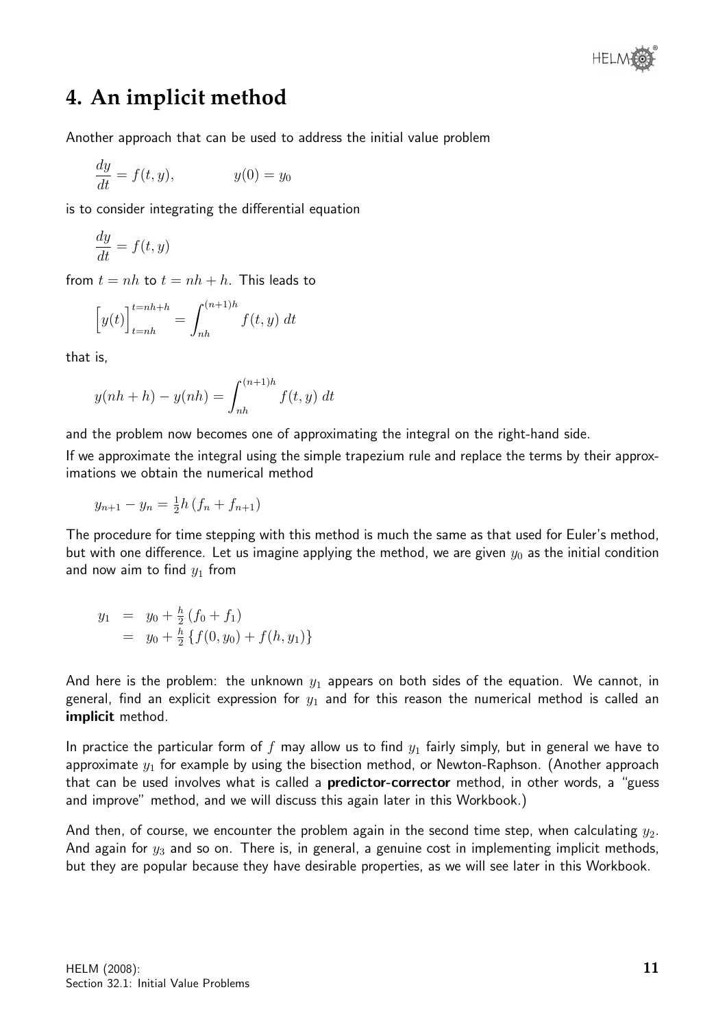## 4. An implicit method

Another approach that can be used to address the initial value problem

$$\frac{dy}{dt} = f(t, y), \qquad y(0) = y_0$$

is to consider integrating the differential equation

$$\frac{dy}{dt} = f(t, y)$$

from $t = nh$ to $t = nh + h$. This leads to

$$\Big[y(t)\Big]_{t=nh}^{t=nh+h} = \int_{nh}^{(n+1)h} f(t, y)\; dt$$

that is,

$$y(nh + h) - y(nh) = \int_{nh}^{(n+1)h} f(t, y)\; dt$$

and the problem now becomes one of approximating the integral on the right-hand side.

If we approximate the integral using the simple trapezium rule and replace the terms by their approximations we obtain the numerical method

$$y_{n+1} - y_n = \tfrac{1}{2}h\,(f_n + f_{n+1})$$

The procedure for time stepping with this method is much the same as that used for Euler's method, but with one difference. Let us imagine applying the method, we are given $y_0$ as the initial condition and now aim to find $y_1$ from

$$\begin{aligned} y_1 &= y_0 + \tfrac{h}{2}\,(f_0 + f_1) \\ &= y_0 + \tfrac{h}{2}\,\{f(0, y_0) + f(h, y_1)\} \end{aligned}$$

And here is the problem: the unknown $y_1$ appears on both sides of the equation. We cannot, in general, find an explicit expression for $y_1$ and for this reason the numerical method is called an **implicit** method.

In practice the particular form of $f$ may allow us to find $y_1$ fairly simply, but in general we have to approximate $y_1$ for example by using the bisection method, or Newton-Raphson. (Another approach that can be used involves what is called a **predictor-corrector** method, in other words, a "guess and improve" method, and we will discuss this again later in this Workbook.)

And then, of course, we encounter the problem again in the second time step, when calculating $y_2$. And again for $y_3$ and so on. There is, in general, a genuine cost in implementing implicit methods, but they are popular because they have desirable properties, as we will see later in this Workbook.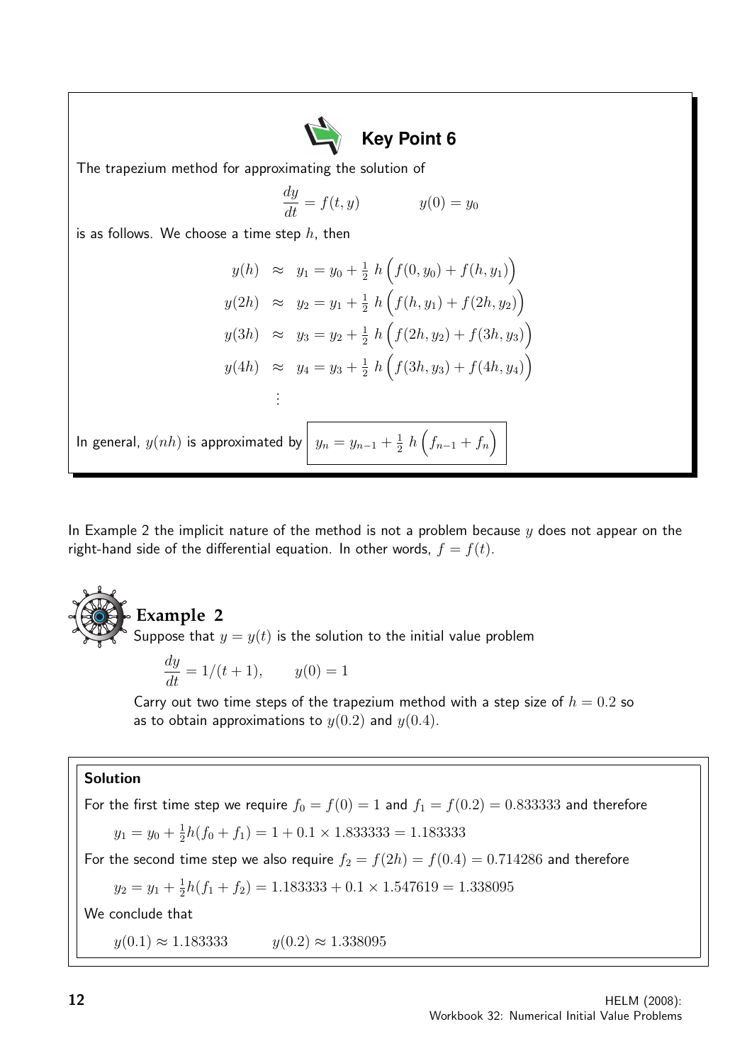## Key Point 6

The trapezium method for approximating the solution of

$$\frac{dy}{dt} = f(t, y) \qquad\qquad y(0) = y_0$$

is as follows. We choose a time step $h$, then

$$\begin{aligned}
y(h) &\approx y_1 = y_0 + \tfrac{1}{2}\, h\left(f(0, y_0) + f(h, y_1)\right)\\
y(2h) &\approx y_2 = y_1 + \tfrac{1}{2}\, h\left(f(h, y_1) + f(2h, y_2)\right)\\
y(3h) &\approx y_3 = y_2 + \tfrac{1}{2}\, h\left(f(2h, y_2) + f(3h, y_3)\right)\\
y(4h) &\approx y_4 = y_3 + \tfrac{1}{2}\, h\left(f(3h, y_3) + f(4h, y_4)\right)\\
&\;\;\vdots
\end{aligned}$$

In general, $y(nh)$ is approximated by $\boxed{y_n = y_{n-1} + \tfrac{1}{2}\, h\left(f_{n-1} + f_n\right)}$

In Example 2 the implicit nature of the method is not a problem because $y$ does not appear on the right-hand side of the differential equation. In other words, $f = f(t)$.

## Example 2

Suppose that $y = y(t)$ is the solution to the initial value problem

$$\frac{dy}{dt} = 1/(t+1), \qquad y(0) = 1$$

Carry out two time steps of the trapezium method with a step size of $h = 0.2$ so as to obtain approximations to $y(0.2)$ and $y(0.4)$.

### Solution

For the first time step we require $f_0 = f(0) = 1$ and $f_1 = f(0.2) = 0.833333$ and therefore

$$y_1 = y_0 + \tfrac{1}{2}h(f_0 + f_1) = 1 + 0.1 \times 1.833333 = 1.183333$$

For the second time step we also require $f_2 = f(2h) = f(0.4) = 0.714286$ and therefore

$$y_2 = y_1 + \tfrac{1}{2}h(f_1 + f_2) = 1.183333 + 0.1 \times 1.547619 = 1.338095$$

We conclude that

$$y(0.1) \approx 1.183333 \qquad\qquad y(0.2) \approx 1.338095$$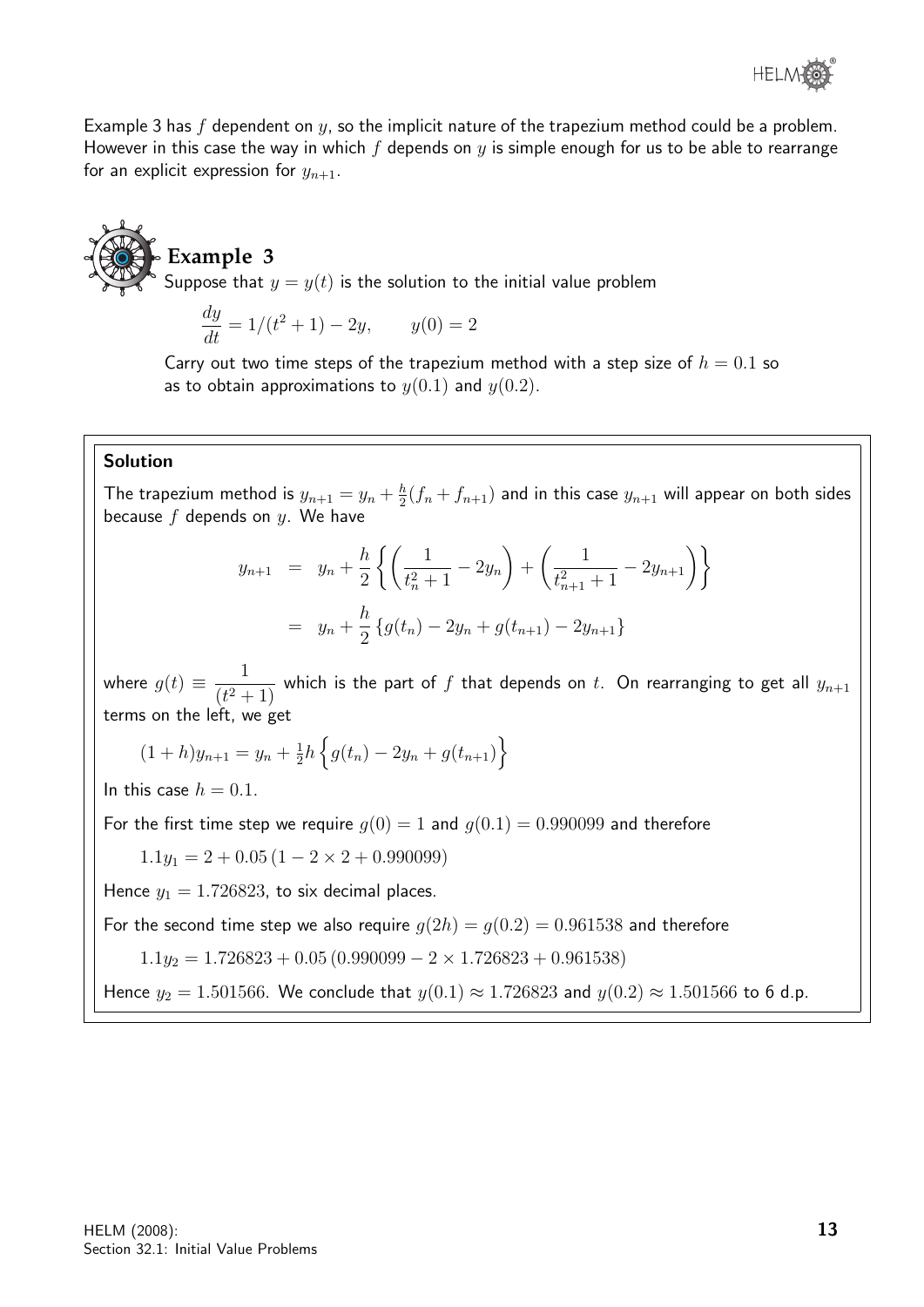Example 3 has $f$ dependent on $y$, so the implicit nature of the trapezium method could be a problem. However in this case the way in which $f$ depends on $y$ is simple enough for us to be able to rearrange for an explicit expression for $y_{n+1}$.

## Example 3

Suppose that $y = y(t)$ is the solution to the initial value problem

$$\frac{dy}{dt} = 1/(t^2+1) - 2y, \qquad y(0) = 2$$

Carry out two time steps of the trapezium method with a step size of $h = 0.1$ so as to obtain approximations to $y(0.1)$ and $y(0.2)$.

### Solution

The trapezium method is $y_{n+1} = y_n + \frac{h}{2}(f_n + f_{n+1})$ and in this case $y_{n+1}$ will appear on both sides because $f$ depends on $y$. We have

$$\begin{aligned} y_{n+1} &= y_n + \frac{h}{2}\left\{\left(\frac{1}{t_n^2+1} - 2y_n\right) + \left(\frac{1}{t_{n+1}^2+1} - 2y_{n+1}\right)\right\} \\ &= y_n + \frac{h}{2}\left\{g(t_n) - 2y_n + g(t_{n+1}) - 2y_{n+1}\right\} \end{aligned}$$

where $g(t) \equiv \dfrac{1}{(t^2+1)}$ which is the part of $f$ that depends on $t$. On rearranging to get all $y_{n+1}$ terms on the left, we get

$$(1+h)y_{n+1} = y_n + \tfrac{1}{2}h\left\{g(t_n) - 2y_n + g(t_{n+1})\right\}$$

In this case $h = 0.1$.

For the first time step we require $g(0) = 1$ and $g(0.1) = 0.990099$ and therefore

$$1.1y_1 = 2 + 0.05\,(1 - 2\times 2 + 0.990099)$$

Hence $y_1 = 1.726823$, to six decimal places.

For the second time step we also require $g(2h) = g(0.2) = 0.961538$ and therefore

$$1.1y_2 = 1.726823 + 0.05\,(0.990099 - 2\times 1.726823 + 0.961538)$$

Hence $y_2 = 1.501566$. We conclude that $y(0.1) \approx 1.726823$ and $y(0.2) \approx 1.501566$ to 6 d.p.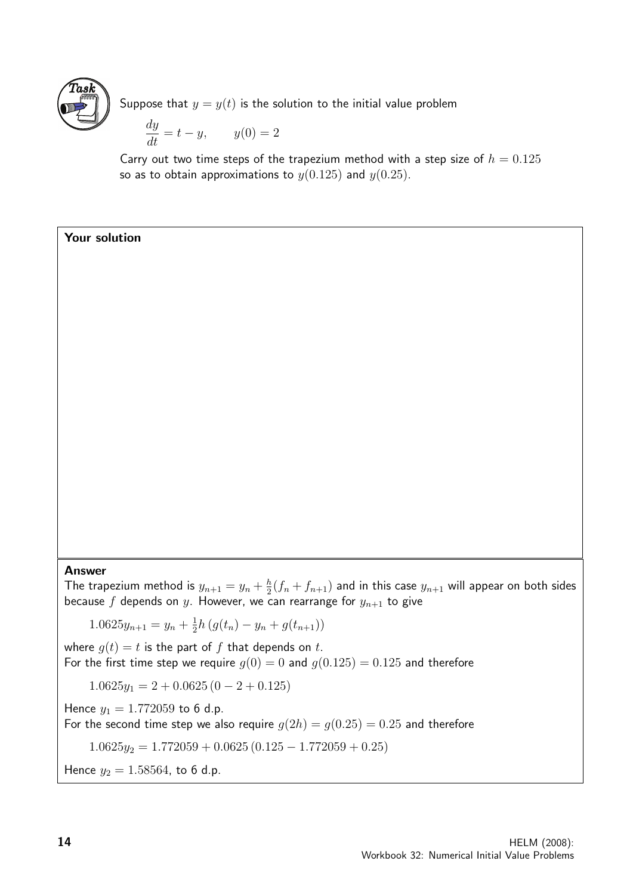**Task**

Suppose that $y = y(t)$ is the solution to the initial value problem

$$\frac{dy}{dt} = t - y, \qquad y(0) = 2$$

Carry out two time steps of the trapezium method with a step size of $h = 0.125$ so as to obtain approximations to $y(0.125)$ and $y(0.25)$.

**Your solution**

**Answer**

The trapezium method is $y_{n+1} = y_n + \frac{h}{2}(f_n + f_{n+1})$ and in this case $y_{n+1}$ will appear on both sides because $f$ depends on $y$. However, we can rearrange for $y_{n+1}$ to give

$$1.0625 y_{n+1} = y_n + \tfrac{1}{2}h\left(g(t_n) - y_n + g(t_{n+1})\right)$$

where $g(t) = t$ is the part of $f$ that depends on $t$.

For the first time step we require $g(0) = 0$ and $g(0.125) = 0.125$ and therefore

$$1.0625 y_1 = 2 + 0.0625\,(0 - 2 + 0.125)$$

Hence $y_1 = 1.772059$ to 6 d.p.

For the second time step we also require $g(2h) = g(0.25) = 0.25$ and therefore

$$1.0625 y_2 = 1.772059 + 0.0625\,(0.125 - 1.772059 + 0.25)$$

Hence $y_2 = 1.58564$, to 6 d.p.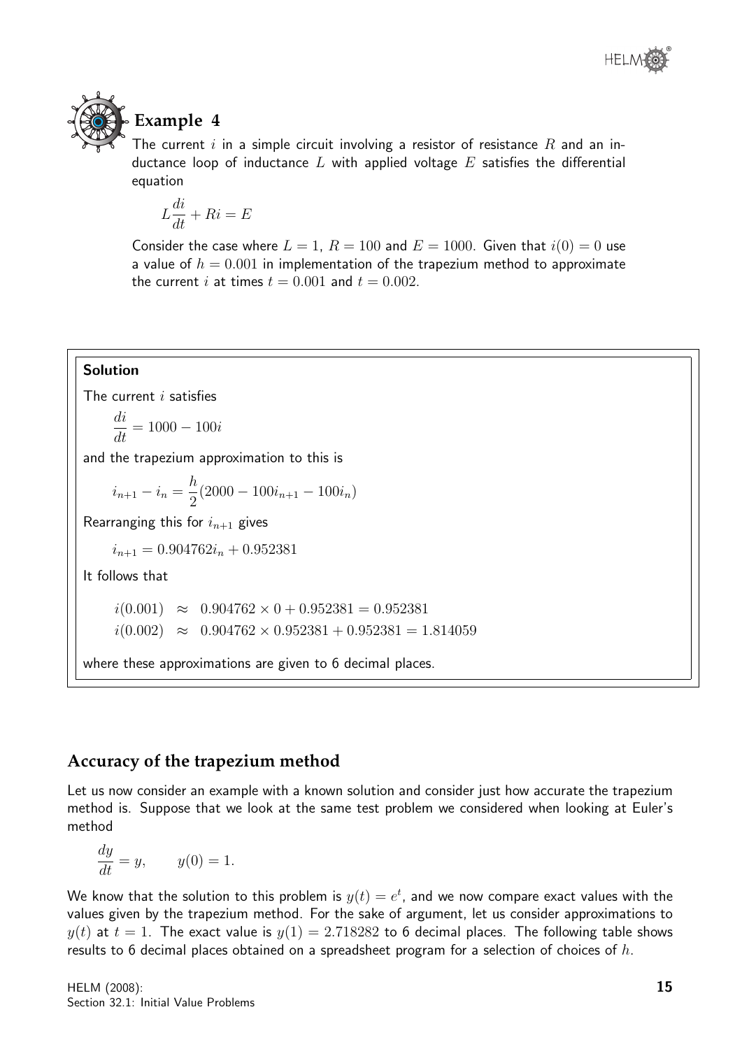## Example 4

The current $i$ in a simple circuit involving a resistor of resistance $R$ and an inductance loop of inductance $L$ with applied voltage $E$ satisfies the differential equation

$$L\frac{di}{dt} + Ri = E$$

Consider the case where $L = 1$, $R = 100$ and $E = 1000$. Given that $i(0) = 0$ use a value of $h = 0.001$ in implementation of the trapezium method to approximate the current $i$ at times $t = 0.001$ and $t = 0.002$.

**Solution**

The current $i$ satisfies

$$\frac{di}{dt} = 1000 - 100i$$

and the trapezium approximation to this is

$$i_{n+1} - i_n = \frac{h}{2}(2000 - 100i_{n+1} - 100i_n)$$

Rearranging this for $i_{n+1}$ gives

$$i_{n+1} = 0.904762i_n + 0.952381$$

It follows that

$$\begin{aligned} i(0.001) &\approx 0.904762 \times 0 + 0.952381 = 0.952381 \\ i(0.002) &\approx 0.904762 \times 0.952381 + 0.952381 = 1.814059 \end{aligned}$$

where these approximations are given to 6 decimal places.

## Accuracy of the trapezium method

Let us now consider an example with a known solution and consider just how accurate the trapezium method is. Suppose that we look at the same test problem we considered when looking at Euler's method

$$\frac{dy}{dt} = y, \qquad y(0) = 1.$$

We know that the solution to this problem is $y(t) = e^t$, and we now compare exact values with the values given by the trapezium method. For the sake of argument, let us consider approximations to $y(t)$ at $t = 1$. The exact value is $y(1) = 2.718282$ to 6 decimal places. The following table shows results to 6 decimal places obtained on a spreadsheet program for a selection of choices of $h$.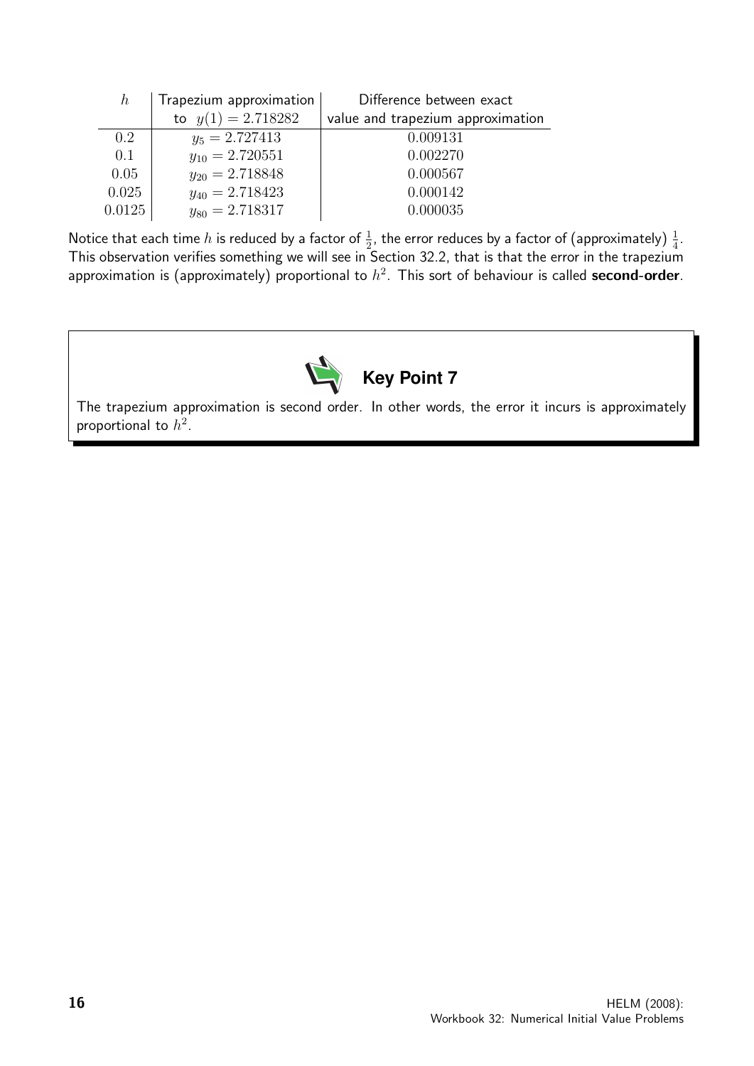| $h$ | Trapezium approximation to $y(1) = 2.718282$ | Difference between exact value and trapezium approximation |
|---|---|---|
| 0.2 | $y_5 = 2.727413$ | 0.009131 |
| 0.1 | $y_{10} = 2.720551$ | 0.002270 |
| 0.05 | $y_{20} = 2.718848$ | 0.000567 |
| 0.025 | $y_{40} = 2.718423$ | 0.000142 |
| 0.0125 | $y_{80} = 2.718317$ | 0.000035 |

Notice that each time $h$ is reduced by a factor of $\frac{1}{2}$, the error reduces by a factor of (approximately) $\frac{1}{4}$. This observation verifies something we will see in Section 32.2, that is that the error in the trapezium approximation is (approximately) proportional to $h^2$. This sort of behaviour is called **second-order**.

**Key Point 7**

The trapezium approximation is second order. In other words, the error it incurs is approximately proportional to $h^2$.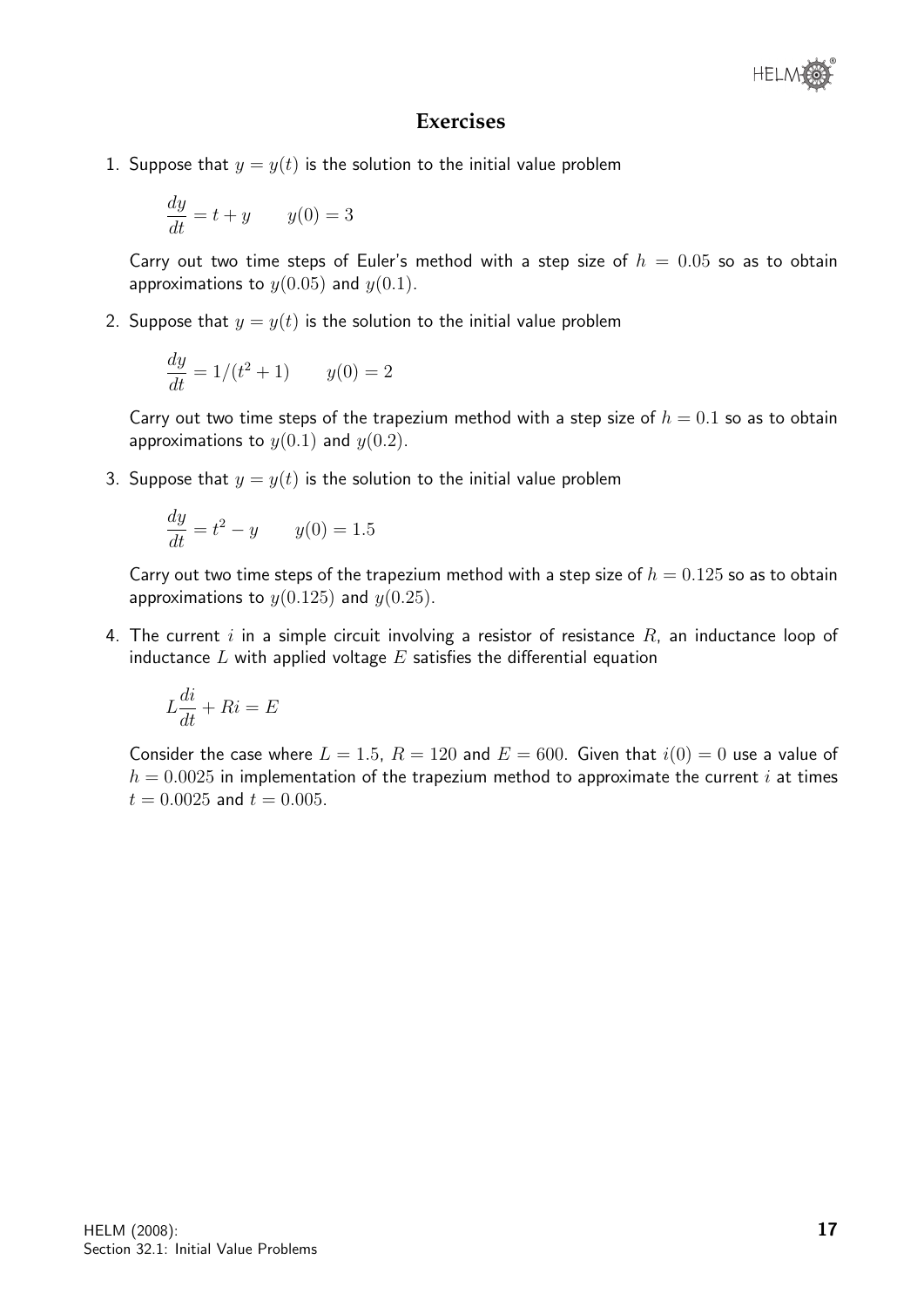## Exercises

1. Suppose that $y = y(t)$ is the solution to the initial value problem

$$\frac{dy}{dt} = t + y \qquad y(0) = 3$$

Carry out two time steps of Euler's method with a step size of $h = 0.05$ so as to obtain approximations to $y(0.05)$ and $y(0.1)$.

2. Suppose that $y = y(t)$ is the solution to the initial value problem

$$\frac{dy}{dt} = 1/(t^2 + 1) \qquad y(0) = 2$$

Carry out two time steps of the trapezium method with a step size of $h = 0.1$ so as to obtain approximations to $y(0.1)$ and $y(0.2)$.

3. Suppose that $y = y(t)$ is the solution to the initial value problem

$$\frac{dy}{dt} = t^2 - y \qquad y(0) = 1.5$$

Carry out two time steps of the trapezium method with a step size of $h = 0.125$ so as to obtain approximations to $y(0.125)$ and $y(0.25)$.

4. The current $i$ in a simple circuit involving a resistor of resistance $R$, an inductance loop of inductance $L$ with applied voltage $E$ satisfies the differential equation

$$L\frac{di}{dt} + Ri = E$$

Consider the case where $L = 1.5$, $R = 120$ and $E = 600$. Given that $i(0) = 0$ use a value of $h = 0.0025$ in implementation of the trapezium method to approximate the current $i$ at times $t = 0.0025$ and $t = 0.005$.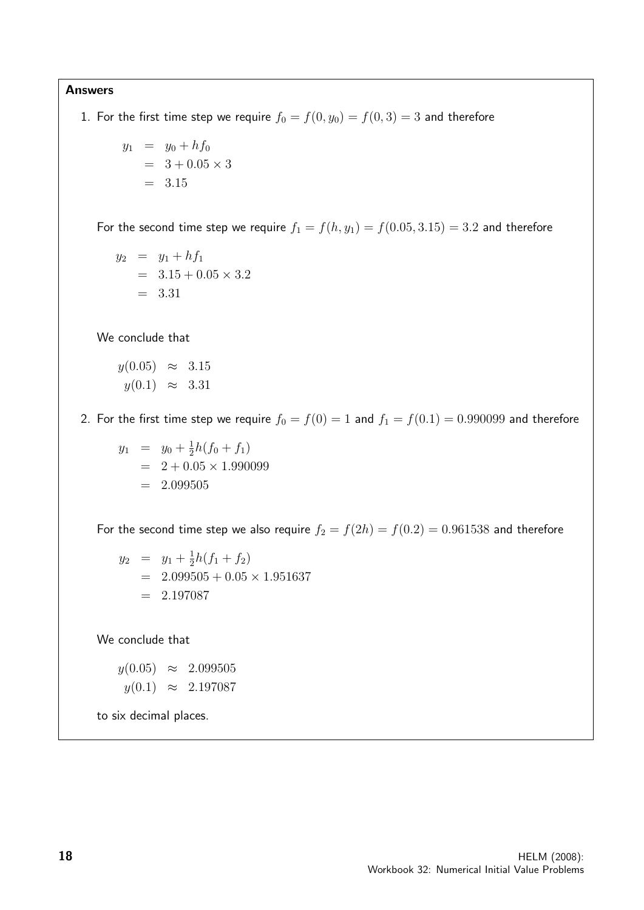## Answers

1. For the first time step we require $f_0 = f(0, y_0) = f(0, 3) = 3$ and therefore

$$
\begin{aligned}
y_1 &= y_0 + hf_0 \\
&= 3 + 0.05 \times 3 \\
&= 3.15
\end{aligned}
$$

For the second time step we require $f_1 = f(h, y_1) = f(0.05, 3.15) = 3.2$ and therefore

$$
\begin{aligned}
y_2 &= y_1 + hf_1 \\
&= 3.15 + 0.05 \times 3.2 \\
&= 3.31
\end{aligned}
$$

We conclude that

$$
\begin{aligned}
y(0.05) &\approx 3.15 \\
y(0.1) &\approx 3.31
\end{aligned}
$$

2. For the first time step we require $f_0 = f(0) = 1$ and $f_1 = f(0.1) = 0.990099$ and therefore

$$
\begin{aligned}
y_1 &= y_0 + \tfrac{1}{2}h(f_0 + f_1) \\
&= 2 + 0.05 \times 1.990099 \\
&= 2.099505
\end{aligned}
$$

For the second time step we also require $f_2 = f(2h) = f(0.2) = 0.961538$ and therefore

$$
\begin{aligned}
y_2 &= y_1 + \tfrac{1}{2}h(f_1 + f_2) \\
&= 2.099505 + 0.05 \times 1.951637 \\
&= 2.197087
\end{aligned}
$$

We conclude that

$$
\begin{aligned}
y(0.05) &\approx 2.099505 \\
y(0.1) &\approx 2.197087
\end{aligned}
$$

to six decimal places.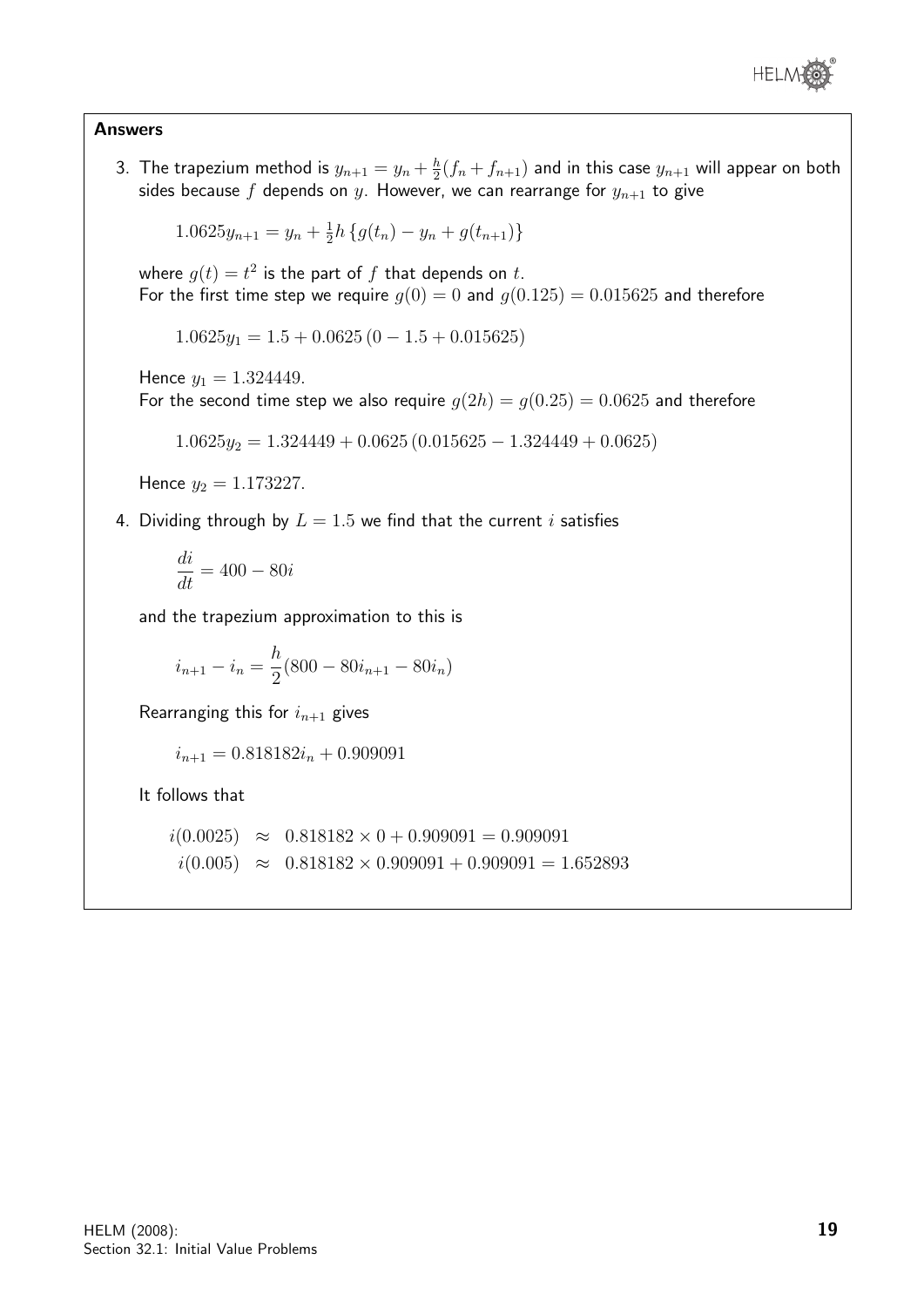**Answers**

3. The trapezium method is $y_{n+1} = y_n + \frac{h}{2}(f_n + f_{n+1})$ and in this case $y_{n+1}$ will appear on both sides because $f$ depends on $y$. However, we can rearrange for $y_{n+1}$ to give

$$1.0625y_{n+1} = y_n + \tfrac{1}{2}h\left\{g(t_n) - y_n + g(t_{n+1})\right\}$$

where $g(t) = t^2$ is the part of $f$ that depends on $t$.
For the first time step we require $g(0) = 0$ and $g(0.125) = 0.015625$ and therefore

$$1.0625y_1 = 1.5 + 0.0625\,(0 - 1.5 + 0.015625)$$

Hence $y_1 = 1.324449$.
For the second time step we also require $g(2h) = g(0.25) = 0.0625$ and therefore

$$1.0625y_2 = 1.324449 + 0.0625\,(0.015625 - 1.324449 + 0.0625)$$

Hence $y_2 = 1.173227$.

4. Dividing through by $L = 1.5$ we find that the current $i$ satisfies

$$\frac{di}{dt} = 400 - 80i$$

and the trapezium approximation to this is

$$i_{n+1} - i_n = \frac{h}{2}(800 - 80i_{n+1} - 80i_n)$$

Rearranging this for $i_{n+1}$ gives

$$i_{n+1} = 0.818182i_n + 0.909091$$

It follows that

$$\begin{aligned}
i(0.0025) &\approx 0.818182 \times 0 + 0.909091 = 0.909091 \\
i(0.005) &\approx 0.818182 \times 0.909091 + 0.909091 = 1.652893
\end{aligned}$$